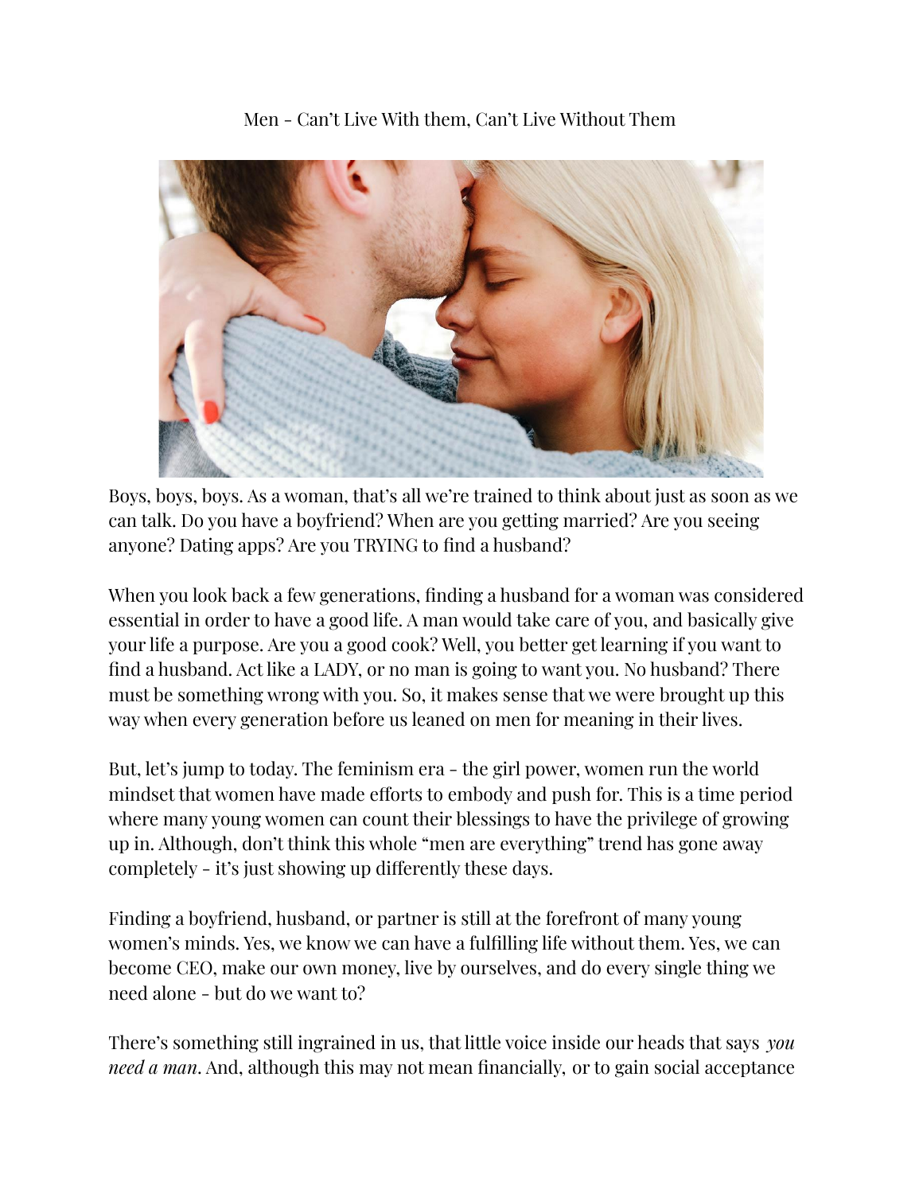# Men - Can't Live With them, Can't Live Without Them

Boys, boys, boys. As a woman, that's all we're trained to think about just as soon as we can talk. Do you have a boyfriend? When are you getting married? Are you seeing anyone? Dating apps? Are you TRYING to find a husband?

When you look back a few generations, finding a husband for a woman was considered essential in order to have a good life. A man would take care of you, and basically give your life a purpose. Are you a good cook? Well, you better get learning if you want to find a husband. Act like a LADY, or no man is going to want you. No husband? There must be something wrong with you. So, it makes sense that we were brought up this way when every generation before us leaned on men for meaning in their lives.

But, let's jump to today. The feminism era - the girl power, women run the world mindset that women have made efforts to embody and push for. This is a time period where many young women can count their blessings to have the privilege of growing up in. Although, don't think this whole "men are everything" trend has gone away completely - it's just showing up differently these days.

Finding a boyfriend, husband, or partner is still at the forefront of many young women's minds. Yes, we know we can have a fulfilling life without them. Yes, we can become CEO, make our own money, live by ourselves, and do every single thing we need alone - but do we want to?

There's something still ingrained in us, that little voice inside our heads that says *you need a man*. And, although this may not mean financially, or to gain social acceptance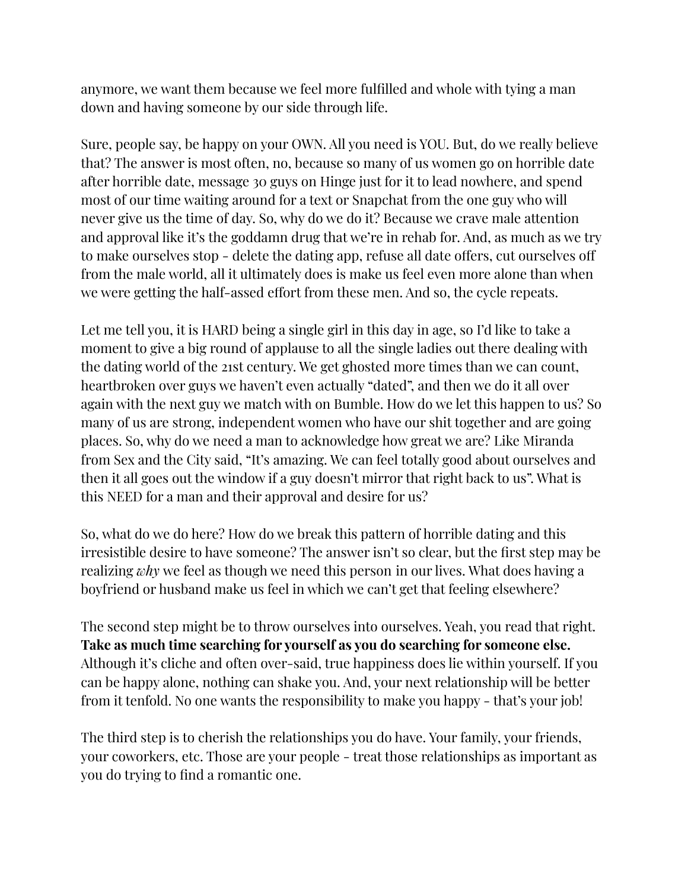anymore, we want them because we feel more fulfilled and whole with tying a man down and having someone by our side through life.

Sure, people say, be happy on your OWN. All you need is YOU. But, do we really believe that? The answer is most often, no, because so many of us women go on horrible date after horrible date, message 30 guys on Hinge just for it to lead nowhere, and spend most of our time waiting around for a text or Snapchat from the one guy who will never give us the time of day. So, why do we do it? Because we crave male attention and approval like it's the goddamn drug that we're in rehab for. And, as much as we try to make ourselves stop - delete the dating app, refuse all date offers, cut ourselves off from the male world, all it ultimately does is make us feel even more alone than when we were getting the half-assed effort from these men. And so, the cycle repeats.

Let me tell you, it is HARD being a single girl in this day in age, so I'd like to take a moment to give a big round of applause to all the single ladies out there dealing with the dating world of the 21st century. We get ghosted more times than we can count, heartbroken over guys we haven't even actually "dated", and then we do it all over again with the next guy we match with on Bumble. How do we let this happen to us? So many of us are strong, independent women who have our shit together and are going places. So, why do we need a man to acknowledge how great we are? Like Miranda from Sex and the City said, "It's amazing. We can feel totally good about ourselves and then it all goes out the window if a guy doesn't mirror that right back to us". What is this NEED for a man and their approval and desire for us?

So, what do we do here? How do we break this pattern of horrible dating and this irresistible desire to have someone? The answer isn't so clear, but the first step may be realizing *why* we feel as though we need this person in our lives. What does having a boyfriend or husband make us feel in which we can't get that feeling elsewhere?

The second step might be to throw ourselves into ourselves. Yeah, you read that right. **Take as much time searching for yourself as you do searching for someone else.** Although it's cliche and often over-said, true happiness does lie within yourself. If you can be happy alone, nothing can shake you. And, your next relationship will be better from it tenfold. No one wants the responsibility to make you happy - that's your job!

The third step is to cherish the relationships you do have. Your family, your friends, your coworkers, etc. Those are your people - treat those relationships as important as you do trying to find a romantic one.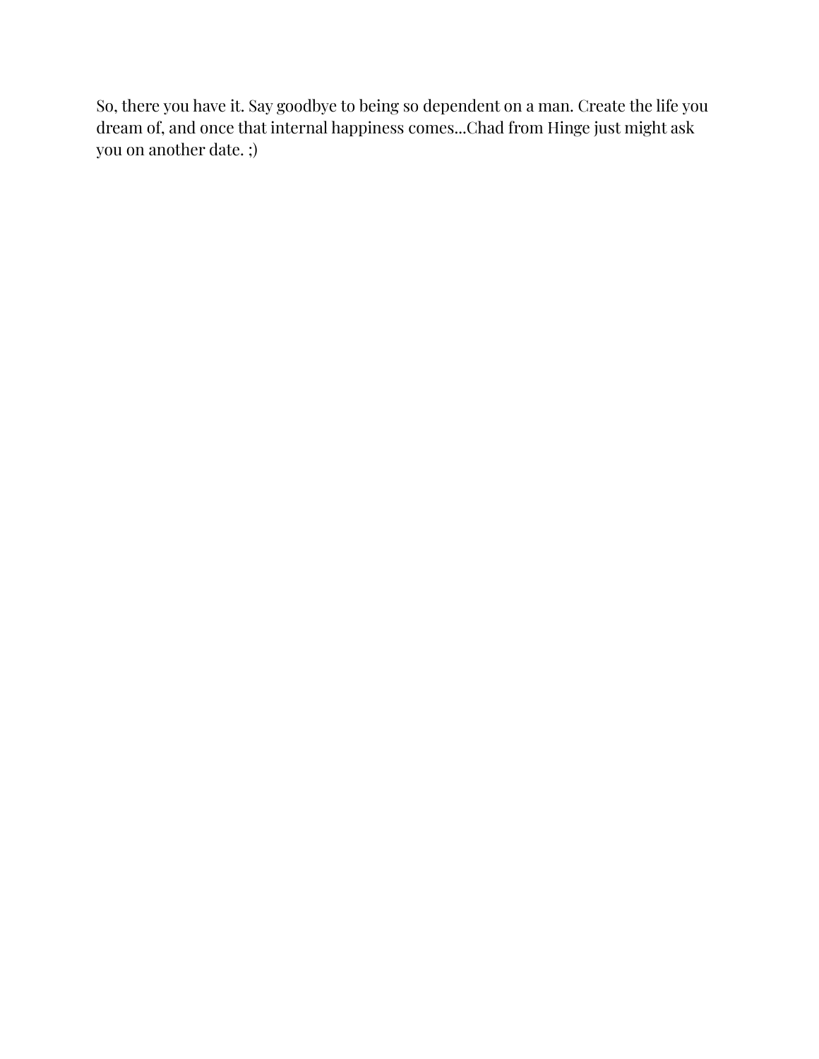So, there you have it. Say goodbye to being so dependent on a man. Create the life you dream of, and once that internal happiness comes...Chad from Hinge just might ask you on another date. ;)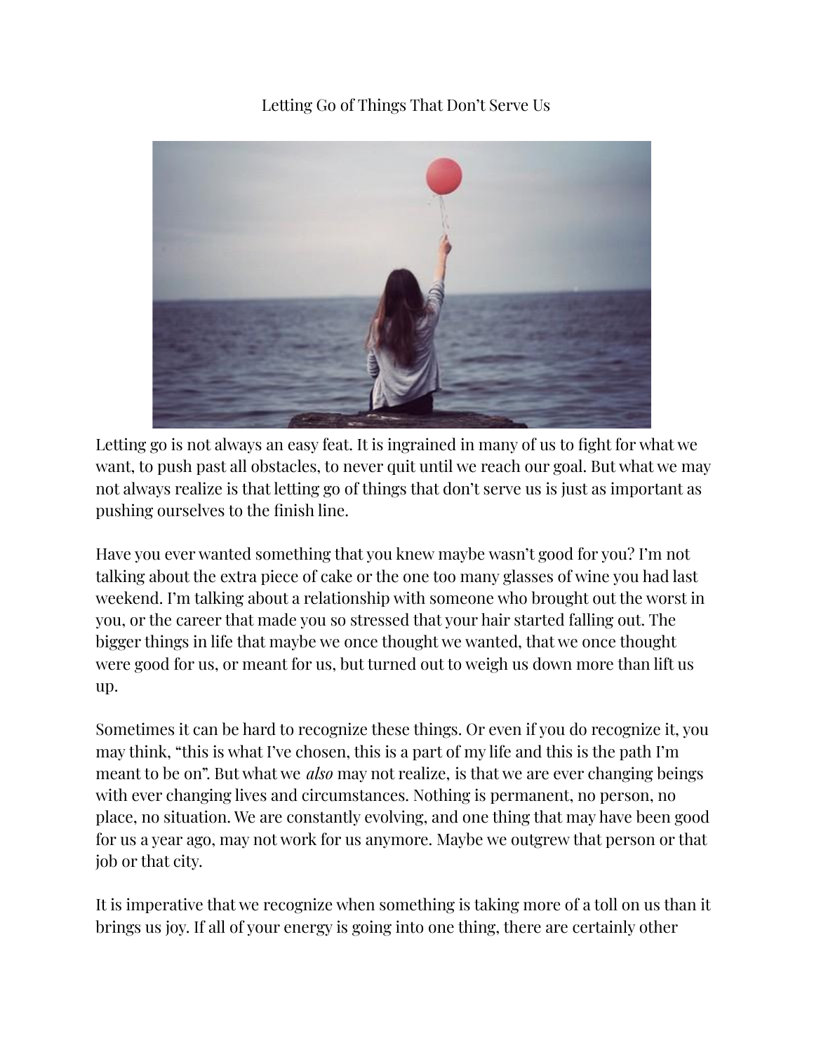# Letting Go of Things That Don't Serve Us

Letting go is not always an easy feat. It is ingrained in many of us to fight for what we want, to push past all obstacles, to never quit until we reach our goal. But what we may not always realize is that letting go of things that don't serve us is just as important as pushing ourselves to the finish line.

Have you ever wanted something that you knew maybe wasn't good for you? I'm not talking about the extra piece of cake or the one too many glasses of wine you had last weekend. I'm talking about a relationship with someone who brought out the worst in you, or the career that made you so stressed that your hair started falling out. The bigger things in life that maybe we once thought we wanted, that we once thought were good for us, or meant for us, but turned out to weigh us down more than lift us up.

Sometimes it can be hard to recognize these things. Or even if you do recognize it, you may think, "this is what I've chosen, this is a part of my life and this is the path I'm meant to be on". But what we *also* may not realize, is that we are ever changing beings with ever changing lives and circumstances. Nothing is permanent, no person, no place, no situation. We are constantly evolving, and one thing that may have been good for us a year ago, may not work for us anymore. Maybe we outgrew that person or that job or that city.

It is imperative that we recognize when something is taking more of a toll on us than it brings us joy. If all of your energy is going into one thing, there are certainly other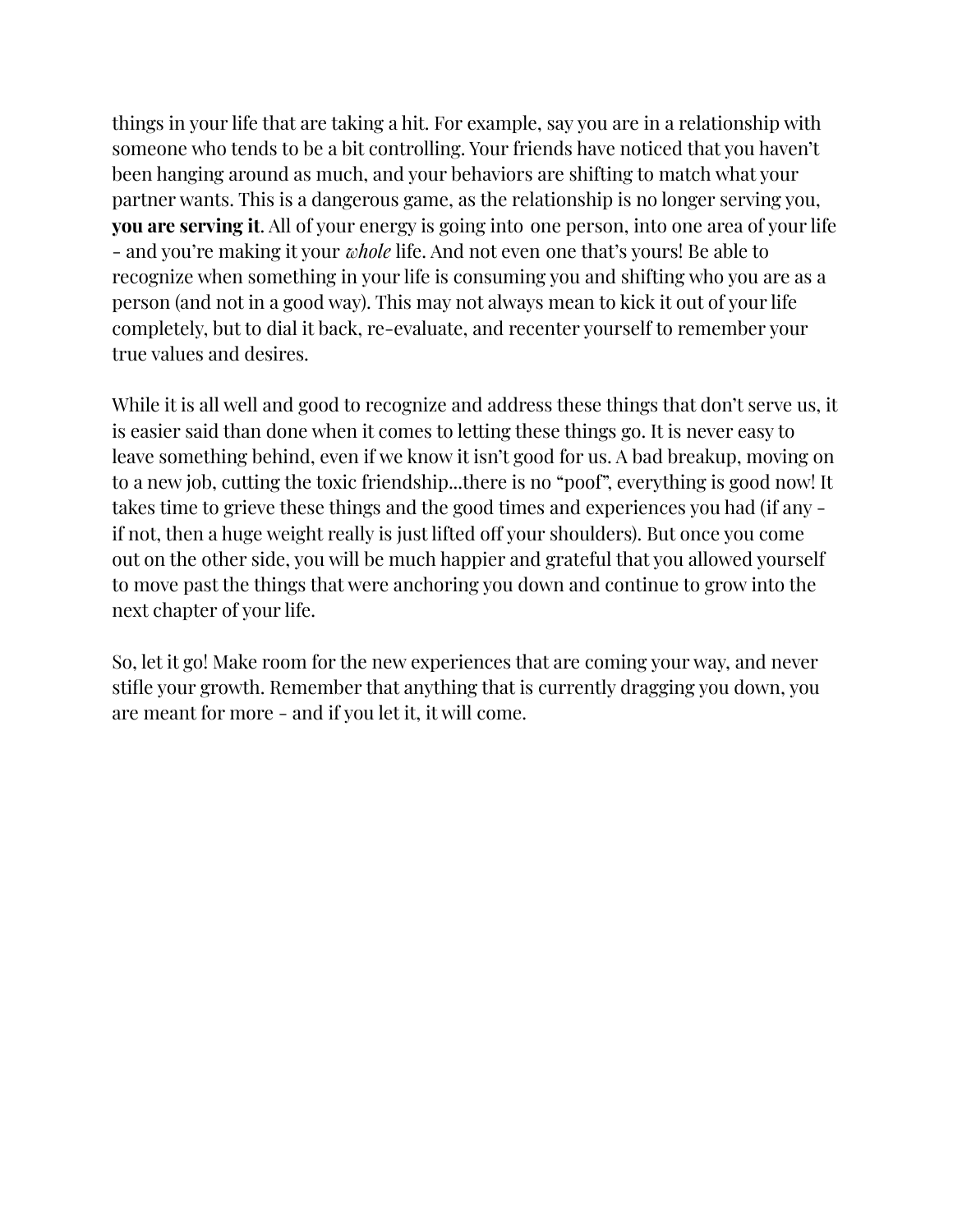things in your life that are taking a hit. For example, say you are in a relationship with someone who tends to be a bit controlling. Your friends have noticed that you haven't been hanging around as much, and your behaviors are shifting to match what your partner wants. This is a dangerous game, as the relationship is no longer serving you, **you are serving it**. All of your energy is going into one person, into one area of your life - and you're making it your *whole* life. And not even one that's yours! Be able to recognize when something in your life is consuming you and shifting who you are as a person (and not in a good way). This may not always mean to kick it out of your life completely, but to dial it back, re-evaluate, and recenter yourself to remember your true values and desires.

While it is all well and good to recognize and address these things that don't serve us, it is easier said than done when it comes to letting these things go. It is never easy to leave something behind, even if we know it isn't good for us. A bad breakup, moving on to a new job, cutting the toxic friendship...there is no "poof", everything is good now! It takes time to grieve these things and the good times and experiences you had (if any - if not, then a huge weight really is just lifted off your shoulders). But once you come out on the other side, you will be much happier and grateful that you allowed yourself to move past the things that were anchoring you down and continue to grow into the next chapter of your life.

So, let it go! Make room for the new experiences that are coming your way, and never stifle your growth. Remember that anything that is currently dragging you down, you are meant for more - and if you let it, it will come.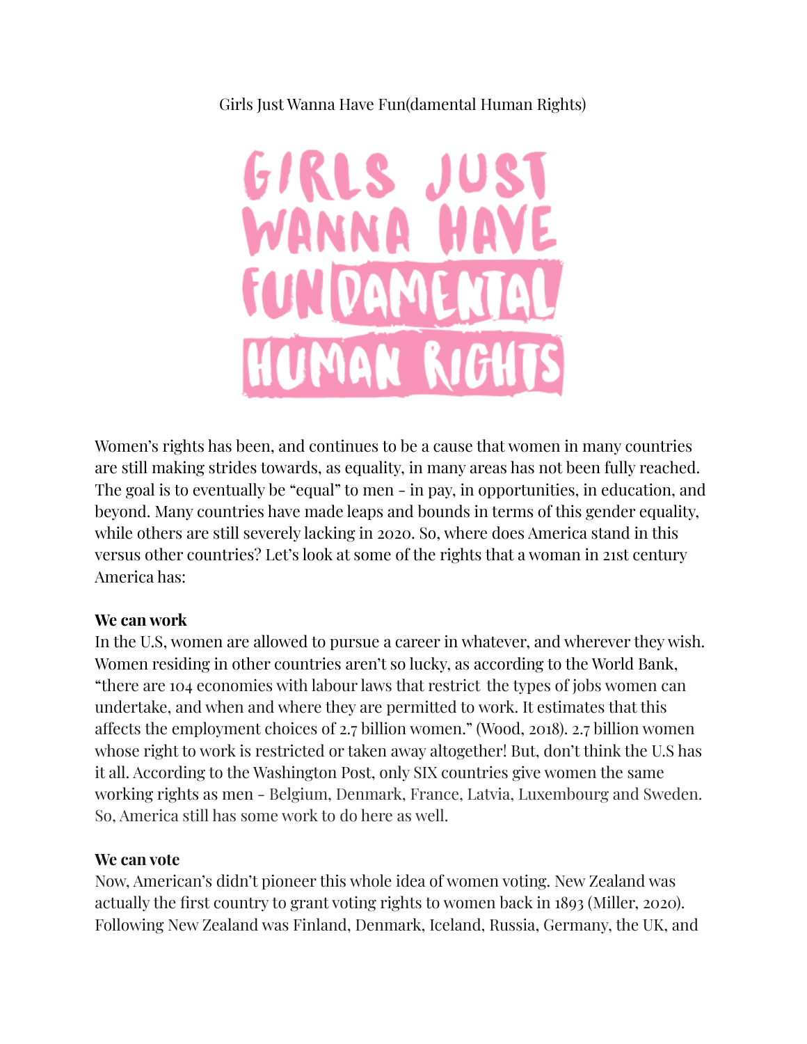Girls Just Wanna Have Fun(damental Human Rights)

GIRLS JUST WANNA HAVE FUNDAMENTAL HUMAN RIGHTS

Women's rights has been, and continues to be a cause that women in many countries are still making strides towards, as equality, in many areas has not been fully reached. The goal is to eventually be "equal" to men - in pay, in opportunities, in education, and beyond. Many countries have made leaps and bounds in terms of this gender equality, while others are still severely lacking in 2020. So, where does America stand in this versus other countries? Let's look at some of the rights that a woman in 21st century America has:

**We can work**

In the U.S, women are allowed to pursue a career in whatever, and wherever they wish. Women residing in other countries aren't so lucky, as according to the World Bank, "there are 104 economies with labour laws that restrict the types of jobs women can undertake, and when and where they are permitted to work. It estimates that this affects the employment choices of 2.7 billion women." (Wood, 2018). 2.7 billion women whose right to work is restricted or taken away altogether! But, don't think the U.S has it all. According to the Washington Post, only SIX countries give women the same working rights as men - Belgium, Denmark, France, Latvia, Luxembourg and Sweden. So, America still has some work to do here as well.

**We can vote**

Now, American's didn't pioneer this whole idea of women voting. New Zealand was actually the first country to grant voting rights to women back in 1893 (Miller, 2020). Following New Zealand was Finland, Denmark, Iceland, Russia, Germany, the UK, and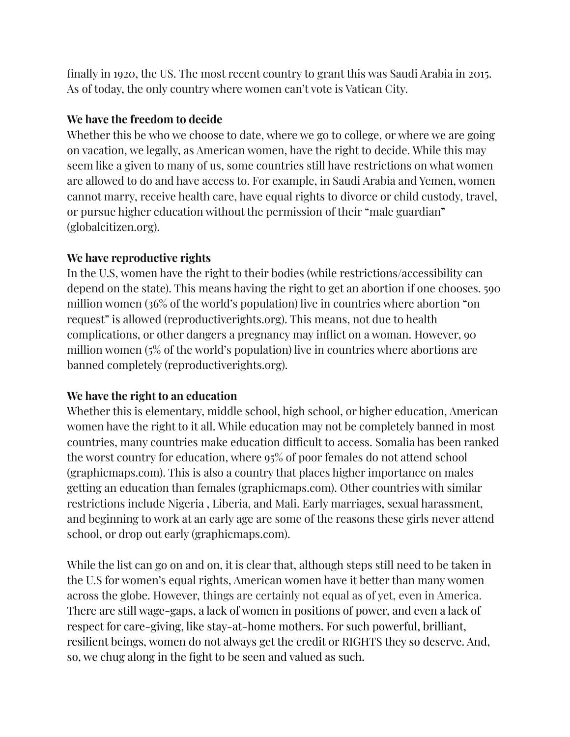finally in 1920, the US. The most recent country to grant this was Saudi Arabia in 2015. As of today, the only country where women can't vote is Vatican City.

**We have the freedom to decide**

Whether this be who we choose to date, where we go to college, or where we are going on vacation, we legally, as American women, have the right to decide. While this may seem like a given to many of us, some countries still have restrictions on what women are allowed to do and have access to. For example, in Saudi Arabia and Yemen, women cannot marry, receive health care, have equal rights to divorce or child custody, travel, or pursue higher education without the permission of their "male guardian" (globalcitizen.org).

**We have reproductive rights**

In the U.S, women have the right to their bodies (while restrictions/accessibility can depend on the state). This means having the right to get an abortion if one chooses. 590 million women (36% of the world's population) live in countries where abortion "on request" is allowed (reproductiverights.org). This means, not due to health complications, or other dangers a pregnancy may inflict on a woman. However, 90 million women (5% of the world's population) live in countries where abortions are banned completely (reproductiverights.org).

**We have the right to an education**

Whether this is elementary, middle school, high school, or higher education, American women have the right to it all. While education may not be completely banned in most countries, many countries make education difficult to access. Somalia has been ranked the worst country for education, where 95% of poor females do not attend school (graphicmaps.com). This is also a country that places higher importance on males getting an education than females (graphicmaps.com). Other countries with similar restrictions include Nigeria , Liberia, and Mali. Early marriages, sexual harassment, and beginning to work at an early age are some of the reasons these girls never attend school, or drop out early (graphicmaps.com).

While the list can go on and on, it is clear that, although steps still need to be taken in the U.S for women's equal rights, American women have it better than many women across the globe. However, things are certainly not equal as of yet, even in America. There are still wage-gaps, a lack of women in positions of power, and even a lack of respect for care-giving, like stay-at-home mothers. For such powerful, brilliant, resilient beings, women do not always get the credit or RIGHTS they so deserve. And, so, we chug along in the fight to be seen and valued as such.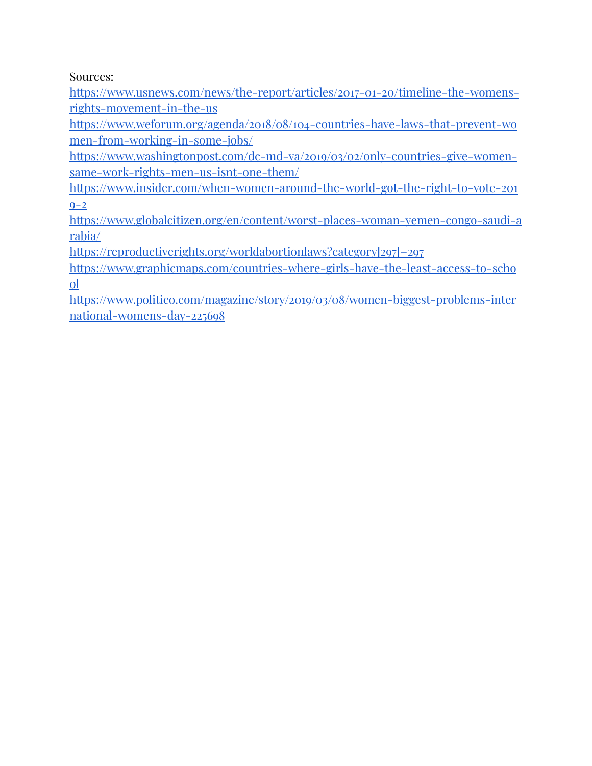Sources:

https://www.usnews.com/news/the-report/articles/2017-01-20/timeline-the-womens-rights-movement-in-the-us

https://www.weforum.org/agenda/2018/08/104-countries-have-laws-that-prevent-women-from-working-in-some-jobs/

https://www.washingtonpost.com/dc-md-va/2019/03/02/only-countries-give-women-same-work-rights-men-us-isnt-one-them/

https://www.insider.com/when-women-around-the-world-got-the-right-to-vote-2019-2

https://www.globalcitizen.org/en/content/worst-places-woman-yemen-congo-saudi-arabia/

https://reproductiverights.org/worldabortionlaws?category[297]=297

https://www.graphicmaps.com/countries-where-girls-have-the-least-access-to-school

https://www.politico.com/magazine/story/2019/03/08/women-biggest-problems-international-womens-day-225698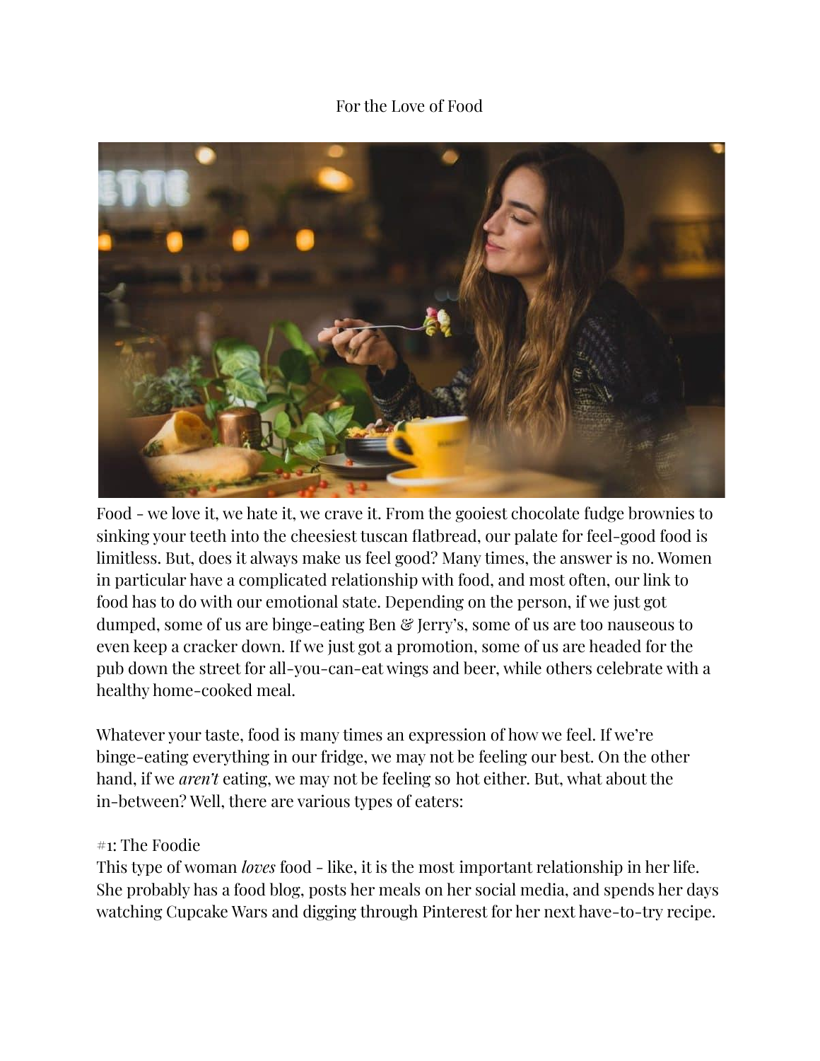# For the Love of Food

Food - we love it, we hate it, we crave it. From the gooiest chocolate fudge brownies to sinking your teeth into the cheesiest tuscan flatbread, our palate for feel-good food is limitless. But, does it always make us feel good? Many times, the answer is no. Women in particular have a complicated relationship with food, and most often, our link to food has to do with our emotional state. Depending on the person, if we just got dumped, some of us are binge-eating Ben & Jerry's, some of us are too nauseous to even keep a cracker down. If we just got a promotion, some of us are headed for the pub down the street for all-you-can-eat wings and beer, while others celebrate with a healthy home-cooked meal.

Whatever your taste, food is many times an expression of how we feel. If we're binge-eating everything in our fridge, we may not be feeling our best. On the other hand, if we *aren't* eating, we may not be feeling so hot either. But, what about the in-between? Well, there are various types of eaters:

#1: The Foodie

This type of woman *loves* food - like, it is the most important relationship in her life. She probably has a food blog, posts her meals on her social media, and spends her days watching Cupcake Wars and digging through Pinterest for her next have-to-try recipe.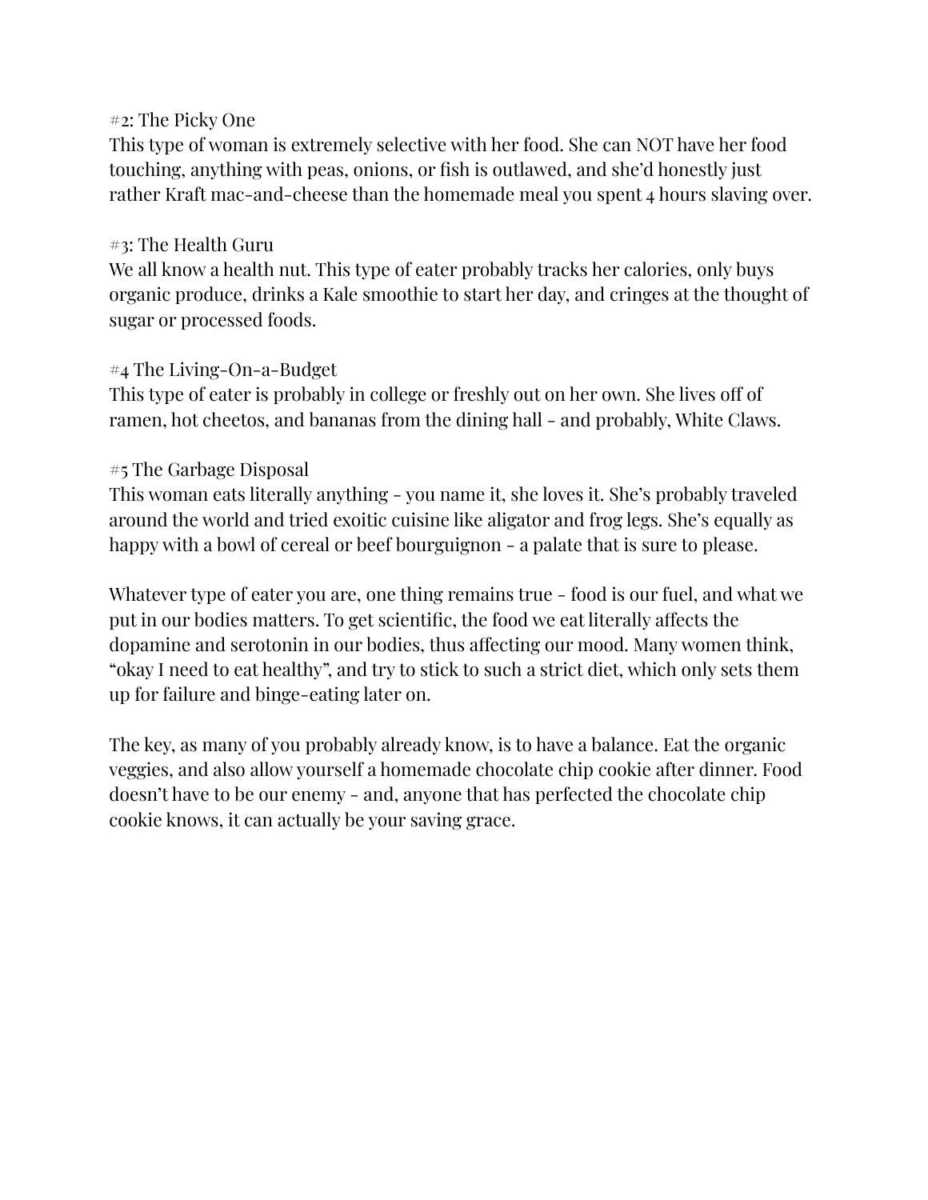#2: The Picky One
This type of woman is extremely selective with her food. She can NOT have her food touching, anything with peas, onions, or fish is outlawed, and she'd honestly just rather Kraft mac-and-cheese than the homemade meal you spent 4 hours slaving over.

#3: The Health Guru
We all know a health nut. This type of eater probably tracks her calories, only buys organic produce, drinks a Kale smoothie to start her day, and cringes at the thought of sugar or processed foods.

#4 The Living-On-a-Budget
This type of eater is probably in college or freshly out on her own. She lives off of ramen, hot cheetos, and bananas from the dining hall - and probably, White Claws.

#5 The Garbage Disposal
This woman eats literally anything - you name it, she loves it. She's probably traveled around the world and tried exoitic cuisine like aligator and frog legs. She's equally as happy with a bowl of cereal or beef bourguignon - a palate that is sure to please.

Whatever type of eater you are, one thing remains true - food is our fuel, and what we put in our bodies matters. To get scientific, the food we eat literally affects the dopamine and serotonin in our bodies, thus affecting our mood. Many women think, "okay I need to eat healthy", and try to stick to such a strict diet, which only sets them up for failure and binge-eating later on.

The key, as many of you probably already know, is to have a balance. Eat the organic veggies, and also allow yourself a homemade chocolate chip cookie after dinner. Food doesn't have to be our enemy - and, anyone that has perfected the chocolate chip cookie knows, it can actually be your saving grace.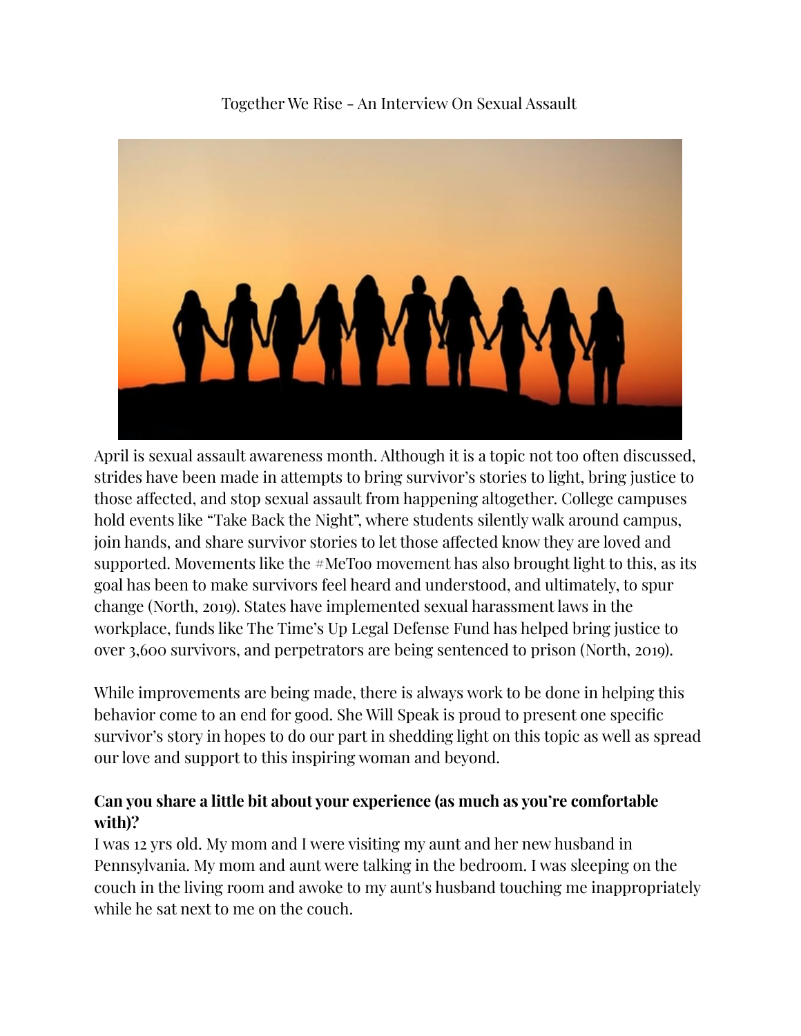# Together We Rise - An Interview On Sexual Assault

April is sexual assault awareness month. Although it is a topic not too often discussed, strides have been made in attempts to bring survivor's stories to light, bring justice to those affected, and stop sexual assault from happening altogether. College campuses hold events like "Take Back the Night", where students silently walk around campus, join hands, and share survivor stories to let those affected know they are loved and supported. Movements like the #MeToo movement has also brought light to this, as its goal has been to make survivors feel heard and understood, and ultimately, to spur change (North, 2019). States have implemented sexual harassment laws in the workplace, funds like The Time's Up Legal Defense Fund has helped bring justice to over 3,600 survivors, and perpetrators are being sentenced to prison (North, 2019).

While improvements are being made, there is always work to be done in helping this behavior come to an end for good. She Will Speak is proud to present one specific survivor's story in hopes to do our part in shedding light on this topic as well as spread our love and support to this inspiring woman and beyond.

**Can you share a little bit about your experience (as much as you're comfortable with)?**

I was 12 yrs old. My mom and I were visiting my aunt and her new husband in Pennsylvania. My mom and aunt were talking in the bedroom. I was sleeping on the couch in the living room and awoke to my aunt's husband touching me inappropriately while he sat next to me on the couch.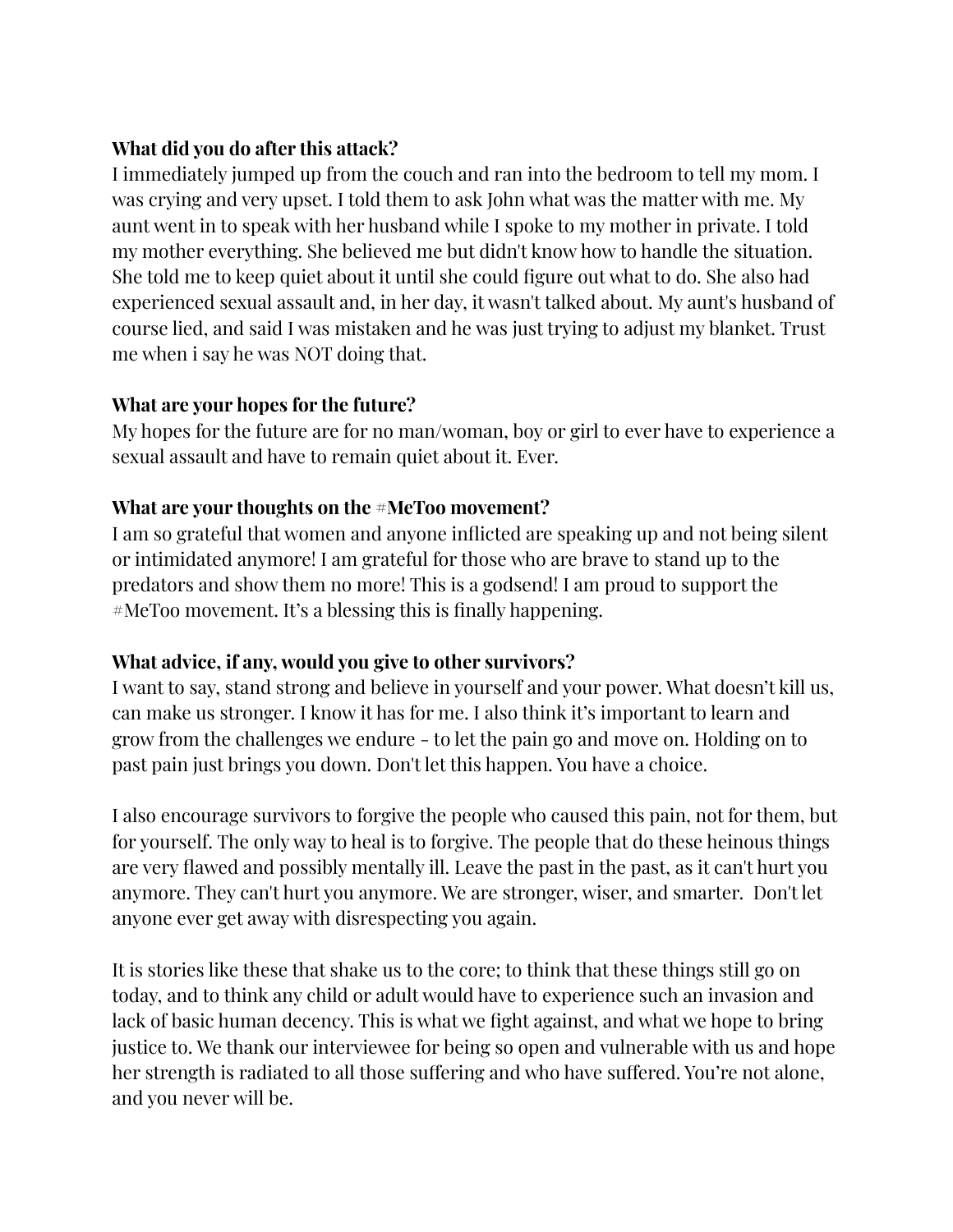**What did you do after this attack?**

I immediately jumped up from the couch and ran into the bedroom to tell my mom. I was crying and very upset. I told them to ask John what was the matter with me. My aunt went in to speak with her husband while I spoke to my mother in private. I told my mother everything. She believed me but didn't know how to handle the situation. She told me to keep quiet about it until she could figure out what to do. She also had experienced sexual assault and, in her day, it wasn't talked about. My aunt's husband of course lied, and said I was mistaken and he was just trying to adjust my blanket. Trust me when i say he was NOT doing that.

**What are your hopes for the future?**

My hopes for the future are for no man/woman, boy or girl to ever have to experience a sexual assault and have to remain quiet about it. Ever.

**What are your thoughts on the #MeToo movement?**

I am so grateful that women and anyone inflicted are speaking up and not being silent or intimidated anymore! I am grateful for those who are brave to stand up to the predators and show them no more! This is a godsend! I am proud to support the #MeToo movement. It's a blessing this is finally happening.

**What advice, if any, would you give to other survivors?**

I want to say, stand strong and believe in yourself and your power. What doesn't kill us, can make us stronger. I know it has for me. I also think it's important to learn and grow from the challenges we endure - to let the pain go and move on. Holding on to past pain just brings you down. Don't let this happen. You have a choice.

I also encourage survivors to forgive the people who caused this pain, not for them, but for yourself. The only way to heal is to forgive. The people that do these heinous things are very flawed and possibly mentally ill. Leave the past in the past, as it can't hurt you anymore. They can't hurt you anymore. We are stronger, wiser, and smarter. Don't let anyone ever get away with disrespecting you again.

It is stories like these that shake us to the core; to think that these things still go on today, and to think any child or adult would have to experience such an invasion and lack of basic human decency. This is what we fight against, and what we hope to bring justice to. We thank our interviewee for being so open and vulnerable with us and hope her strength is radiated to all those suffering and who have suffered. You're not alone, and you never will be.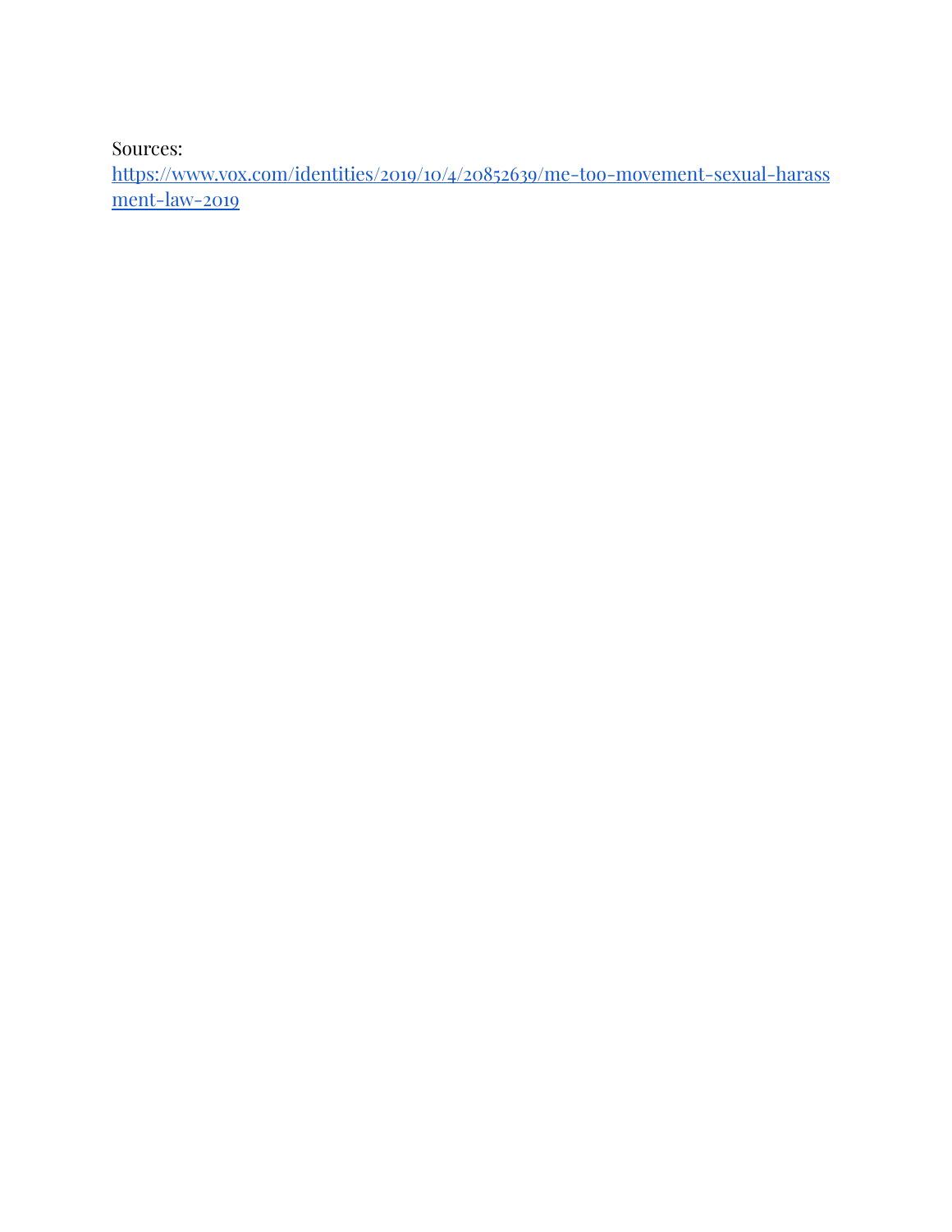Sources:
https://www.vox.com/identities/2019/10/4/20852639/me-too-movement-sexual-harassment-law-2019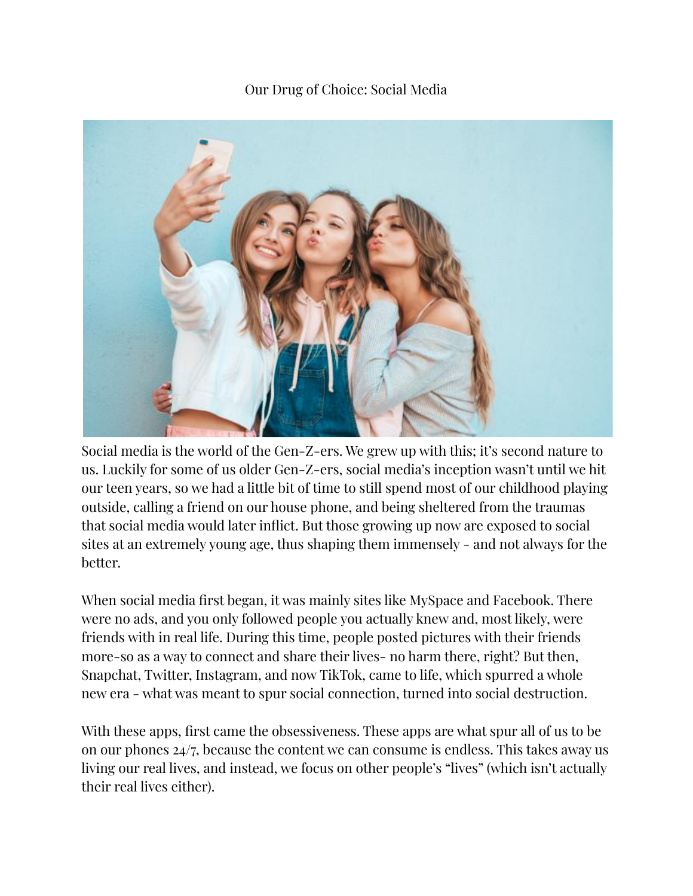# Our Drug of Choice: Social Media

Social media is the world of the Gen-Z-ers. We grew up with this; it's second nature to us. Luckily for some of us older Gen-Z-ers, social media's inception wasn't until we hit our teen years, so we had a little bit of time to still spend most of our childhood playing outside, calling a friend on our house phone, and being sheltered from the traumas that social media would later inflict. But those growing up now are exposed to social sites at an extremely young age, thus shaping them immensely - and not always for the better.

When social media first began, it was mainly sites like MySpace and Facebook. There were no ads, and you only followed people you actually knew and, most likely, were friends with in real life. During this time, people posted pictures with their friends more-so as a way to connect and share their lives- no harm there, right? But then, Snapchat, Twitter, Instagram, and now TikTok, came to life, which spurred a whole new era - what was meant to spur social connection, turned into social destruction.

With these apps, first came the obsessiveness. These apps are what spur all of us to be on our phones 24/7, because the content we can consume is endless. This takes away us living our real lives, and instead, we focus on other people's "lives" (which isn't actually their real lives either).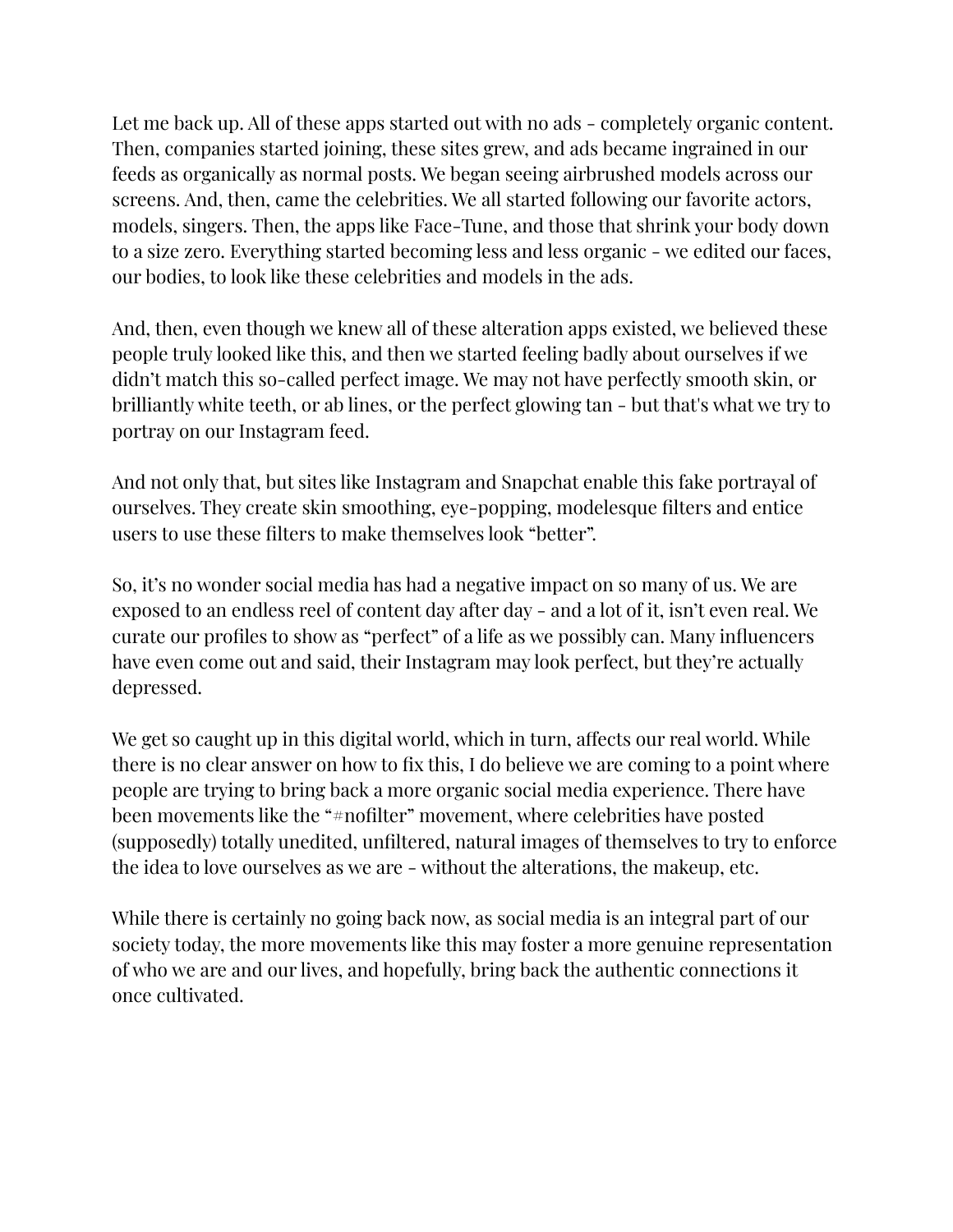Let me back up. All of these apps started out with no ads - completely organic content. Then, companies started joining, these sites grew, and ads became ingrained in our feeds as organically as normal posts. We began seeing airbrushed models across our screens. And, then, came the celebrities. We all started following our favorite actors, models, singers. Then, the apps like Face-Tune, and those that shrink your body down to a size zero. Everything started becoming less and less organic - we edited our faces, our bodies, to look like these celebrities and models in the ads.

And, then, even though we knew all of these alteration apps existed, we believed these people truly looked like this, and then we started feeling badly about ourselves if we didn't match this so-called perfect image. We may not have perfectly smooth skin, or brilliantly white teeth, or ab lines, or the perfect glowing tan - but that's what we try to portray on our Instagram feed.

And not only that, but sites like Instagram and Snapchat enable this fake portrayal of ourselves. They create skin smoothing, eye-popping, modelesque filters and entice users to use these filters to make themselves look "better".

So, it's no wonder social media has had a negative impact on so many of us. We are exposed to an endless reel of content day after day - and a lot of it, isn't even real. We curate our profiles to show as "perfect" of a life as we possibly can. Many influencers have even come out and said, their Instagram may look perfect, but they're actually depressed.

We get so caught up in this digital world, which in turn, affects our real world. While there is no clear answer on how to fix this, I do believe we are coming to a point where people are trying to bring back a more organic social media experience. There have been movements like the "#nofilter" movement, where celebrities have posted (supposedly) totally unedited, unfiltered, natural images of themselves to try to enforce the idea to love ourselves as we are - without the alterations, the makeup, etc.

While there is certainly no going back now, as social media is an integral part of our society today, the more movements like this may foster a more genuine representation of who we are and our lives, and hopefully, bring back the authentic connections it once cultivated.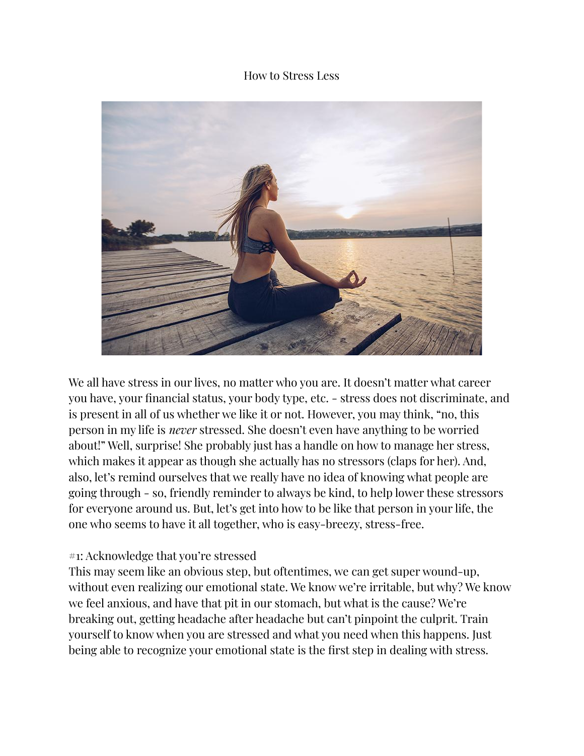# How to Stress Less

We all have stress in our lives, no matter who you are. It doesn't matter what career you have, your financial status, your body type, etc. - stress does not discriminate, and is present in all of us whether we like it or not. However, you may think, "no, this person in my life is *never* stressed. She doesn't even have anything to be worried about!" Well, surprise! She probably just has a handle on how to manage her stress, which makes it appear as though she actually has no stressors (claps for her). And, also, let's remind ourselves that we really have no idea of knowing what people are going through - so, friendly reminder to always be kind, to help lower these stressors for everyone around us. But, let's get into how to be like that person in your life, the one who seems to have it all together, who is easy-breezy, stress-free.

## #1: Acknowledge that you're stressed

This may seem like an obvious step, but oftentimes, we can get super wound-up, without even realizing our emotional state. We know we're irritable, but why? We know we feel anxious, and have that pit in our stomach, but what is the cause? We're breaking out, getting headache after headache but can't pinpoint the culprit. Train yourself to know when you are stressed and what you need when this happens. Just being able to recognize your emotional state is the first step in dealing with stress.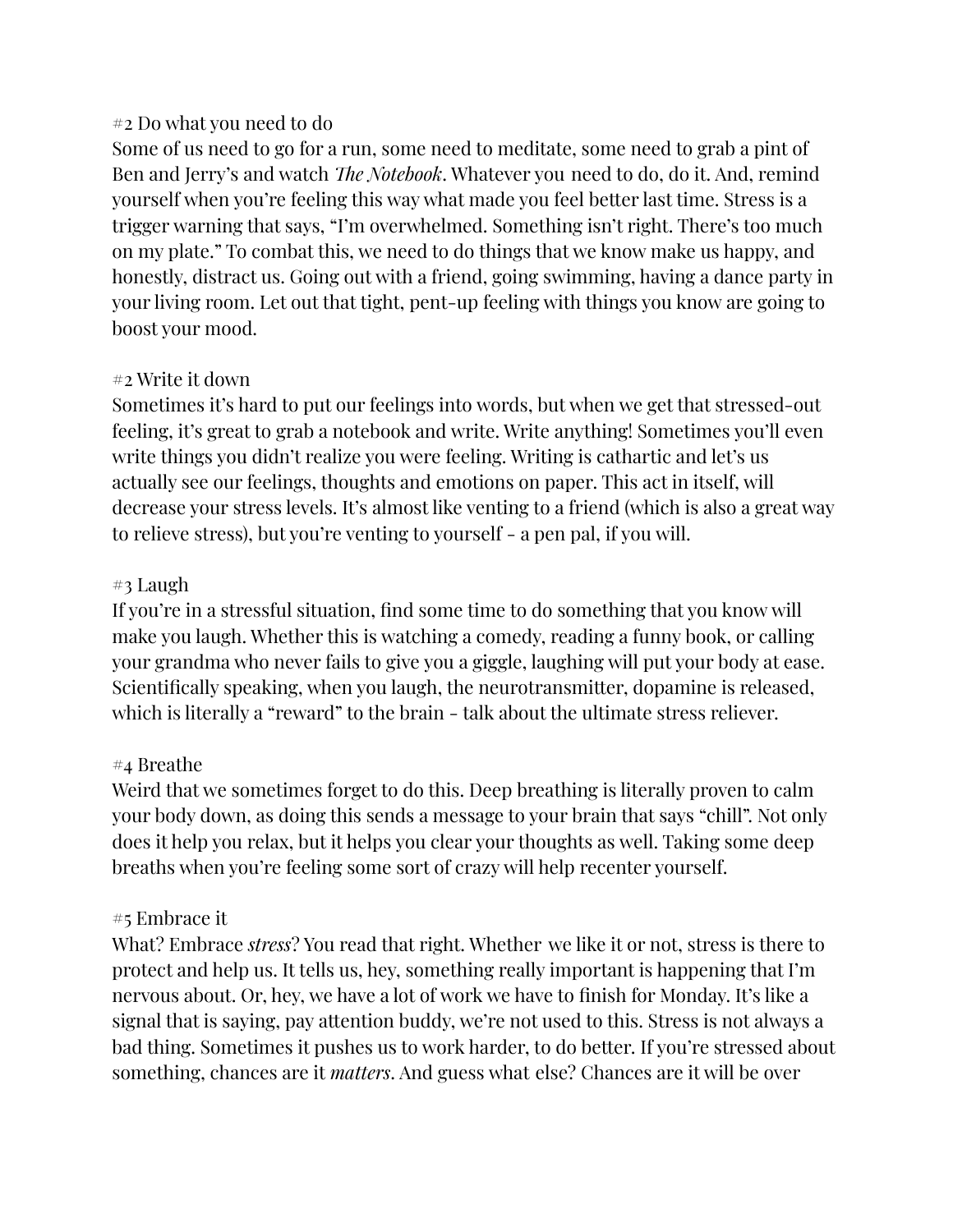#2 Do what you need to do

Some of us need to go for a run, some need to meditate, some need to grab a pint of Ben and Jerry's and watch *The Notebook*. Whatever you need to do, do it. And, remind yourself when you're feeling this way what made you feel better last time. Stress is a trigger warning that says, "I'm overwhelmed. Something isn't right. There's too much on my plate." To combat this, we need to do things that we know make us happy, and honestly, distract us. Going out with a friend, going swimming, having a dance party in your living room. Let out that tight, pent-up feeling with things you know are going to boost your mood.

#2 Write it down

Sometimes it's hard to put our feelings into words, but when we get that stressed-out feeling, it's great to grab a notebook and write. Write anything! Sometimes you'll even write things you didn't realize you were feeling. Writing is cathartic and let's us actually see our feelings, thoughts and emotions on paper. This act in itself, will decrease your stress levels. It's almost like venting to a friend (which is also a great way to relieve stress), but you're venting to yourself - a pen pal, if you will.

#3 Laugh

If you're in a stressful situation, find some time to do something that you know will make you laugh. Whether this is watching a comedy, reading a funny book, or calling your grandma who never fails to give you a giggle, laughing will put your body at ease. Scientifically speaking, when you laugh, the neurotransmitter, dopamine is released, which is literally a "reward" to the brain - talk about the ultimate stress reliever.

#4 Breathe

Weird that we sometimes forget to do this. Deep breathing is literally proven to calm your body down, as doing this sends a message to your brain that says "chill". Not only does it help you relax, but it helps you clear your thoughts as well. Taking some deep breaths when you're feeling some sort of crazy will help recenter yourself.

#5 Embrace it

What? Embrace *stress*? You read that right. Whether we like it or not, stress is there to protect and help us. It tells us, hey, something really important is happening that I'm nervous about. Or, hey, we have a lot of work we have to finish for Monday. It's like a signal that is saying, pay attention buddy, we're not used to this. Stress is not always a bad thing. Sometimes it pushes us to work harder, to do better. If you're stressed about something, chances are it *matters*. And guess what else? Chances are it will be over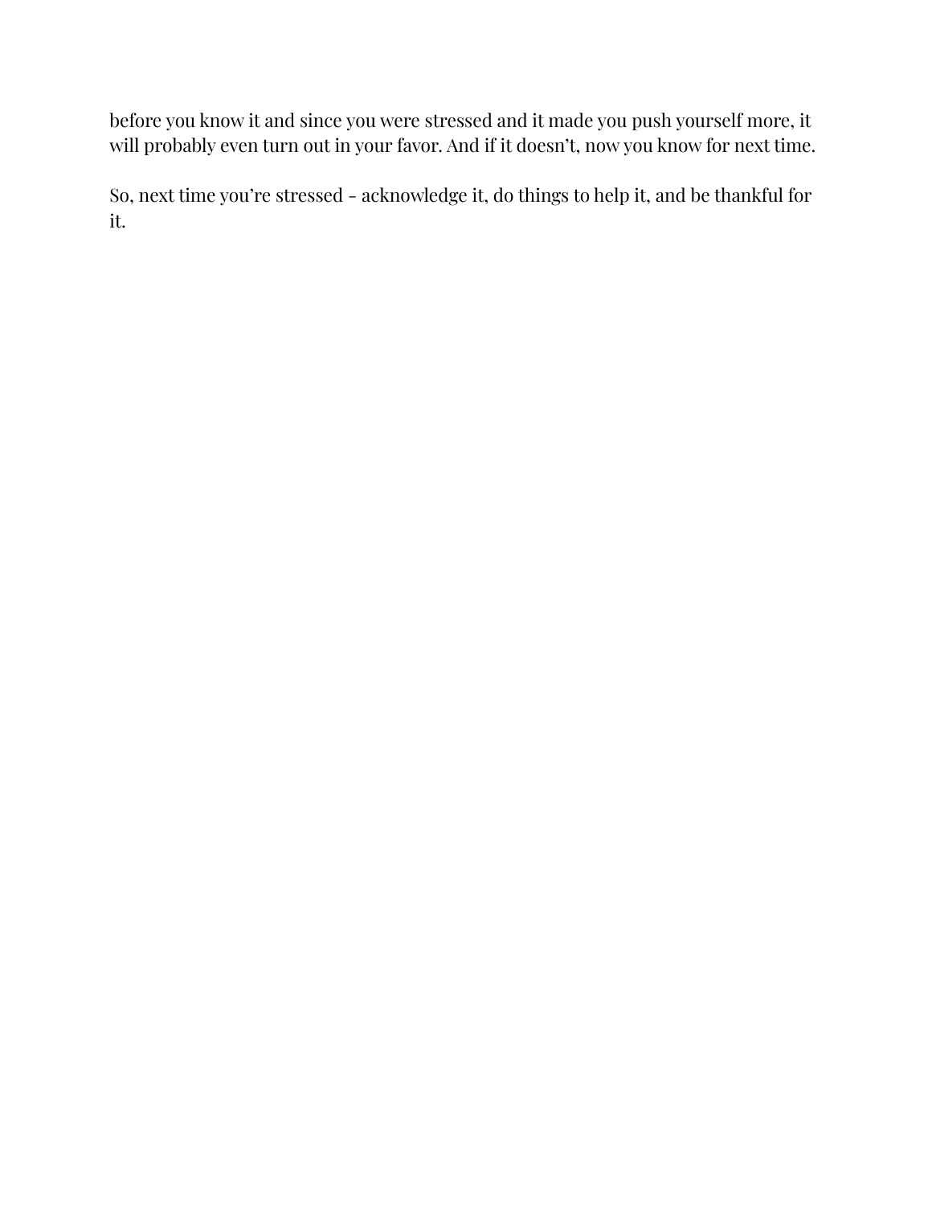before you know it and since you were stressed and it made you push yourself more, it will probably even turn out in your favor. And if it doesn't, now you know for next time.

So, next time you're stressed - acknowledge it, do things to help it, and be thankful for it.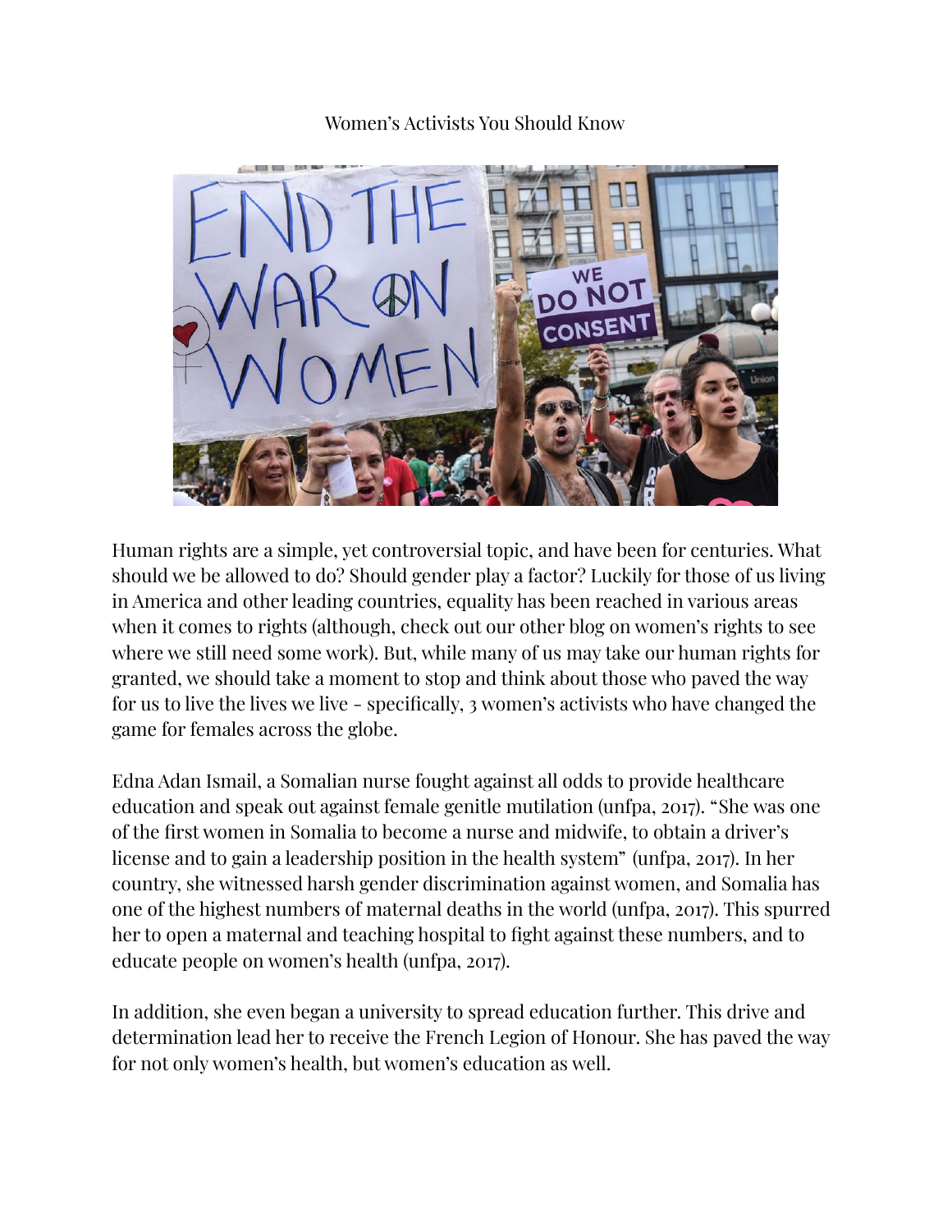# Women's Activists You Should Know

Human rights are a simple, yet controversial topic, and have been for centuries. What should we be allowed to do? Should gender play a factor? Luckily for those of us living in America and other leading countries, equality has been reached in various areas when it comes to rights (although, check out our other blog on women's rights to see where we still need some work). But, while many of us may take our human rights for granted, we should take a moment to stop and think about those who paved the way for us to live the lives we live - specifically, 3 women's activists who have changed the game for females across the globe.

Edna Adan Ismail, a Somalian nurse fought against all odds to provide healthcare education and speak out against female genitle mutilation (unfpa, 2017). "She was one of the first women in Somalia to become a nurse and midwife, to obtain a driver's license and to gain a leadership position in the health system" (unfpa, 2017). In her country, she witnessed harsh gender discrimination against women, and Somalia has one of the highest numbers of maternal deaths in the world (unfpa, 2017). This spurred her to open a maternal and teaching hospital to fight against these numbers, and to educate people on women's health (unfpa, 2017).

In addition, she even began a university to spread education further. This drive and determination lead her to receive the French Legion of Honour. She has paved the way for not only women's health, but women's education as well.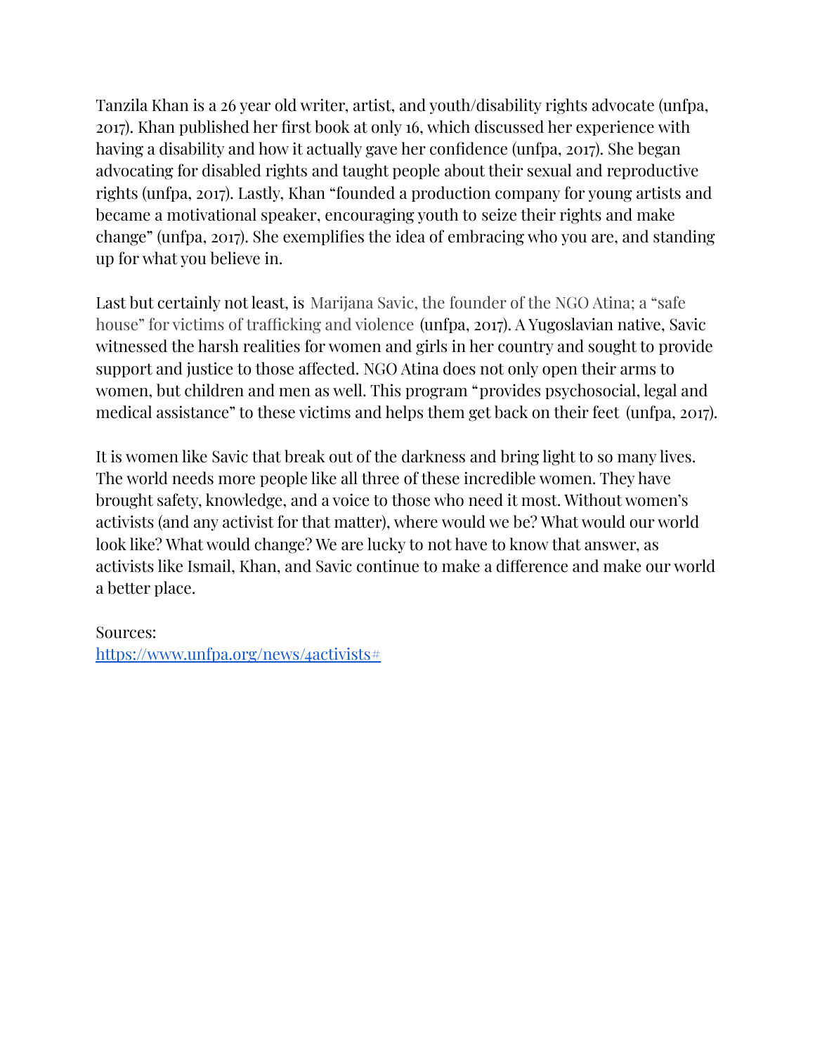Tanzila Khan is a 26 year old writer, artist, and youth/disability rights advocate (unfpa, 2017). Khan published her first book at only 16, which discussed her experience with having a disability and how it actually gave her confidence (unfpa, 2017). She began advocating for disabled rights and taught people about their sexual and reproductive rights (unfpa, 2017). Lastly, Khan "founded a production company for young artists and became a motivational speaker, encouraging youth to seize their rights and make change" (unfpa, 2017). She exemplifies the idea of embracing who you are, and standing up for what you believe in.

Last but certainly not least, is Marijana Savic, the founder of the NGO Atina; a "safe house" for victims of trafficking and violence (unfpa, 2017). A Yugoslavian native, Savic witnessed the harsh realities for women and girls in her country and sought to provide support and justice to those affected. NGO Atina does not only open their arms to women, but children and men as well. This program "provides psychosocial, legal and medical assistance" to these victims and helps them get back on their feet (unfpa, 2017).

It is women like Savic that break out of the darkness and bring light to so many lives. The world needs more people like all three of these incredible women. They have brought safety, knowledge, and a voice to those who need it most. Without women's activists (and any activist for that matter), where would we be? What would our world look like? What would change? We are lucky to not have to know that answer, as activists like Ismail, Khan, and Savic continue to make a difference and make our world a better place.

Sources:
https://www.unfpa.org/news/4activists#